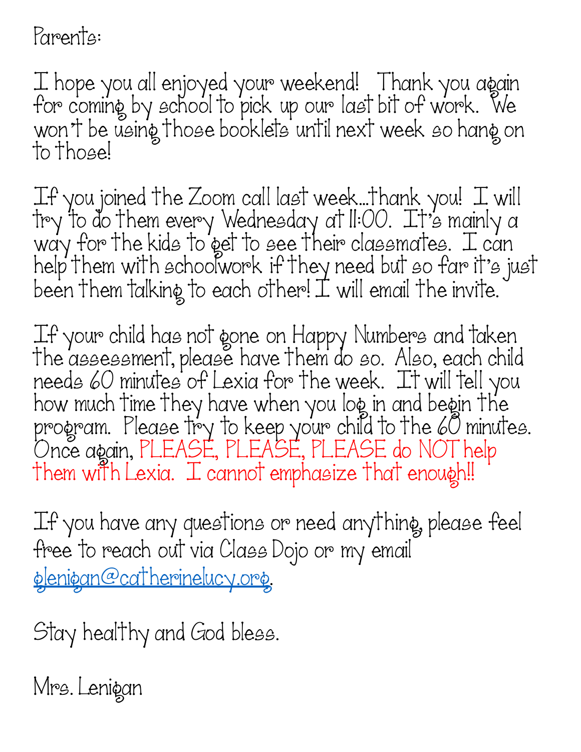Parents:

I hope you all enjoyed your weekend! Thank you again for coming by school to pick up our last bit of work. We won't be using those booklets until next week so hang on to those!

If you joined the Zoom call last week…thank you! I will try to do them every Wednesday at 11:00. It's mainly a way for the kids to get to see their classmates. I can help them with schoolwork if they need but so far it's just been them talking to each other! I will email the invite.

If your child has not gone on Happy Numbers and taken the assessment, please have them do so. Also, each child needs 60 minutes of Lexia for the week. It will tell you how much time they have when you log in and begin the program. Please try to keep your child to the 60 minutes. Once again, PLEASE, PLEASE, PLEASE do NOT help them with Lexia. I cannot emphasize that enough!!

If you have any questions or need anything, please feel free to reach out via Class Dojo or my email [glenigan@catherinelucy.org](mailto:glenigan@catherinelucy.org).

Stay healthy and God bless.

Mrs. Lenigan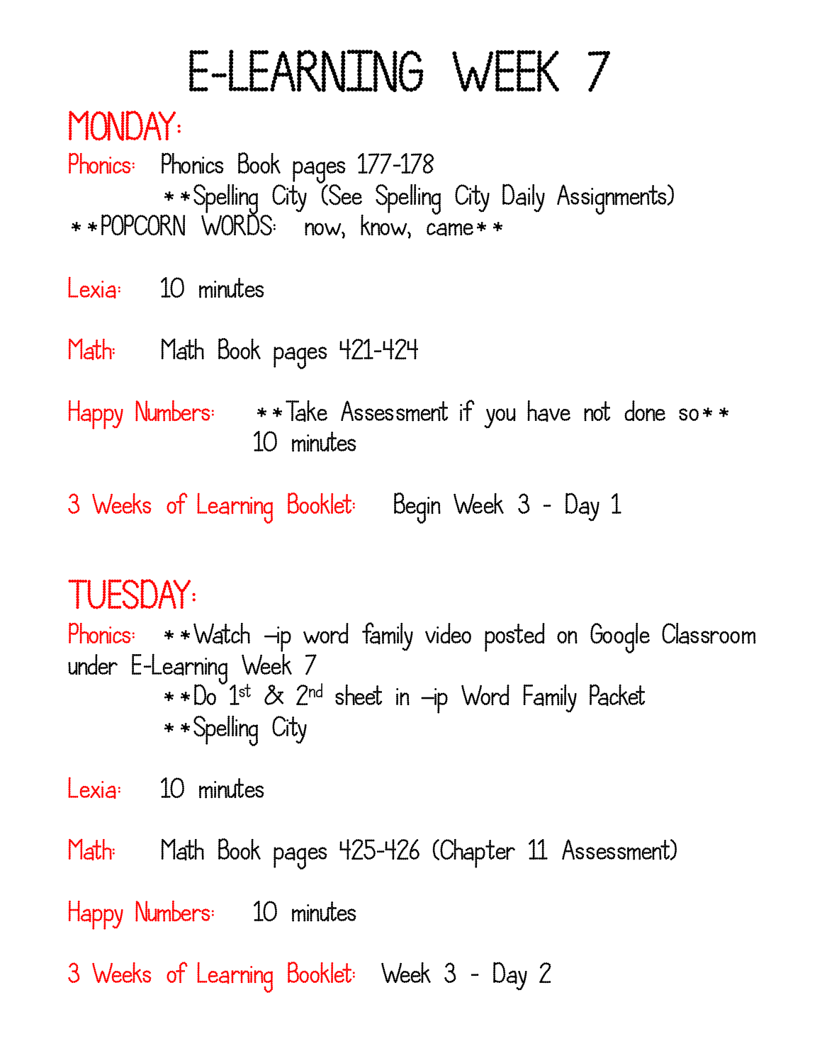# E-LEARNING WEEK 7

## MONDAY:

Phonics: Phonics Book pages 177-178

**Spelling City (See Spelling City Daily Assignments)

**POPCORN WORDS: now, know, came**

Lexia: 10 minutes

Math: Math Book pages 421-424

Happy Numbers: **Take Assessment if you have not done so**
10 minutes

3 Weeks of Learning Booklet: Begin Week 3 - Day 1

## TUESDAY:

Phonics: **Watch –ip word family video posted on Google Classroom under E-Learning Week 7

**Do 1st & 2nd sheet in –ip Word Family Packet

**Spelling City

Lexia: 10 minutes

Math: Math Book pages 425-426 (Chapter 11 Assessment)

Happy Numbers: 10 minutes

3 Weeks of Learning Booklet: Week 3 - Day 2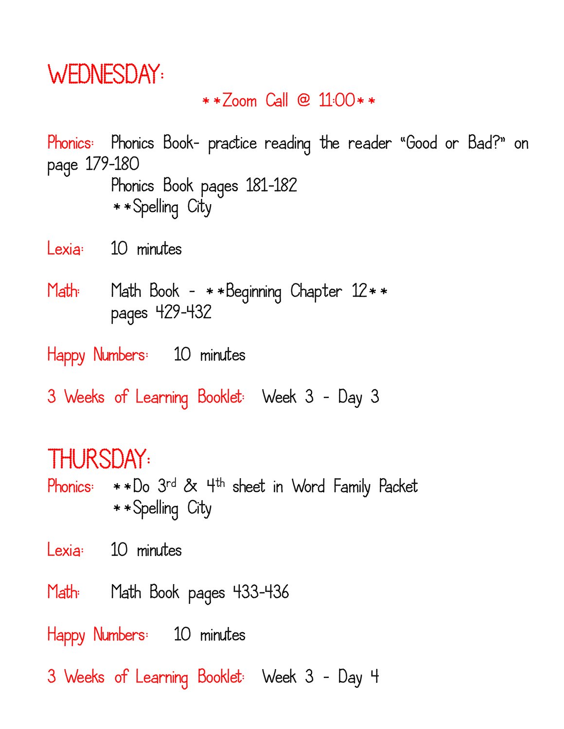# WEDNESDAY:

**Zoom Call @ 11:00**

Phonics: Phonics Book- practice reading the reader "Good or Bad?" on page 179-180

Phonics Book pages 181-182

**Spelling City

Lexia: 10 minutes

Math: Math Book - **Beginning Chapter 12**

pages 429-432

Happy Numbers: 10 minutes

3 Weeks of Learning Booklet: Week 3 - Day 3

# THURSDAY:

Phonics: **Do 3rd & 4th sheet in Word Family Packet

**Spelling City

Lexia: 10 minutes

Math: Math Book pages 433-436

Happy Numbers: 10 minutes

3 Weeks of Learning Booklet: Week 3 - Day 4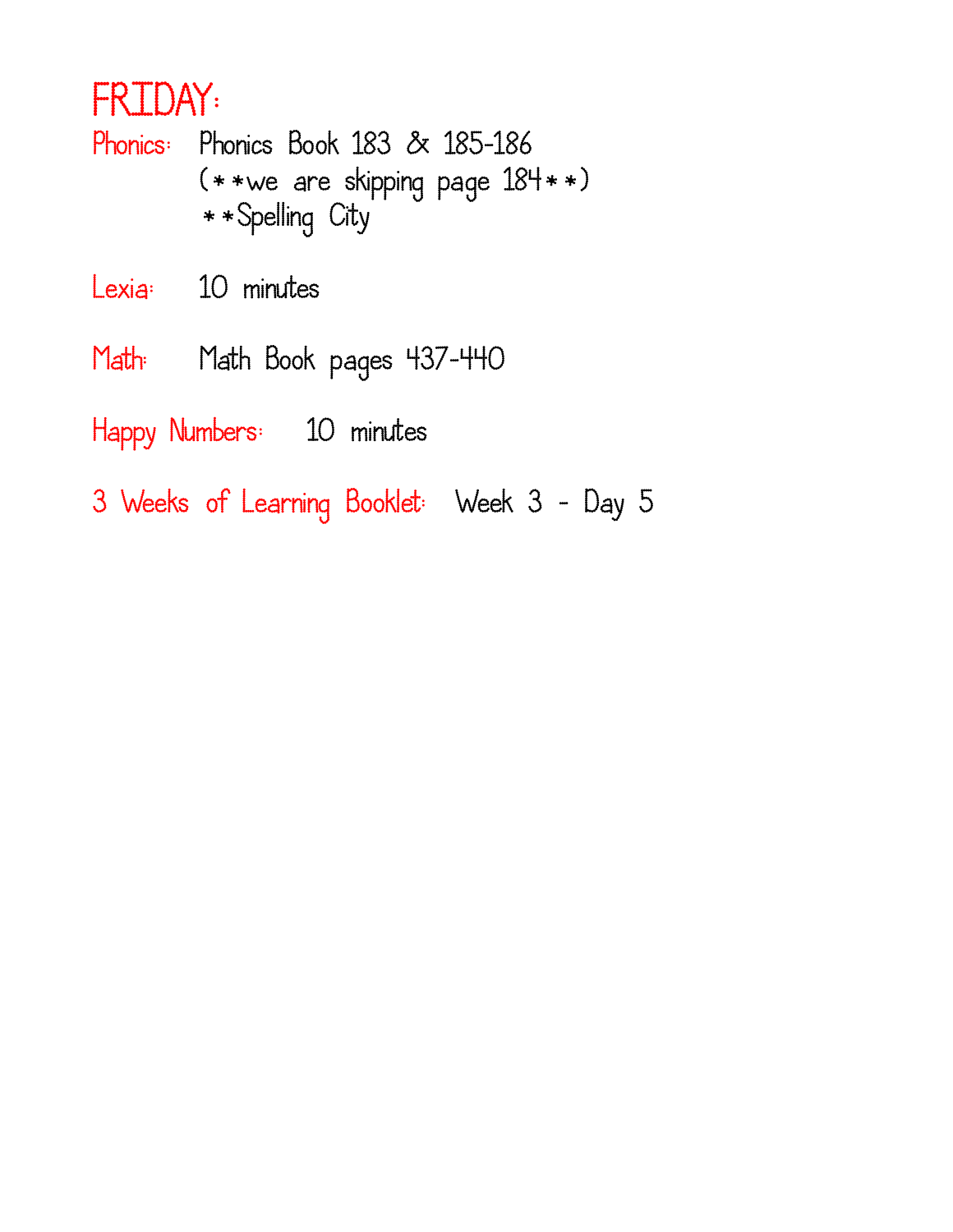# FRIDAY:

**Phonics:** Phonics Book 183 & 185-186
(**we are skipping page 184**)
**Spelling City

**Lexia:** 10 minutes

**Math:** Math Book pages 437-440

**Happy Numbers:** 10 minutes

**3 Weeks of Learning Booklet:** Week 3 - Day 5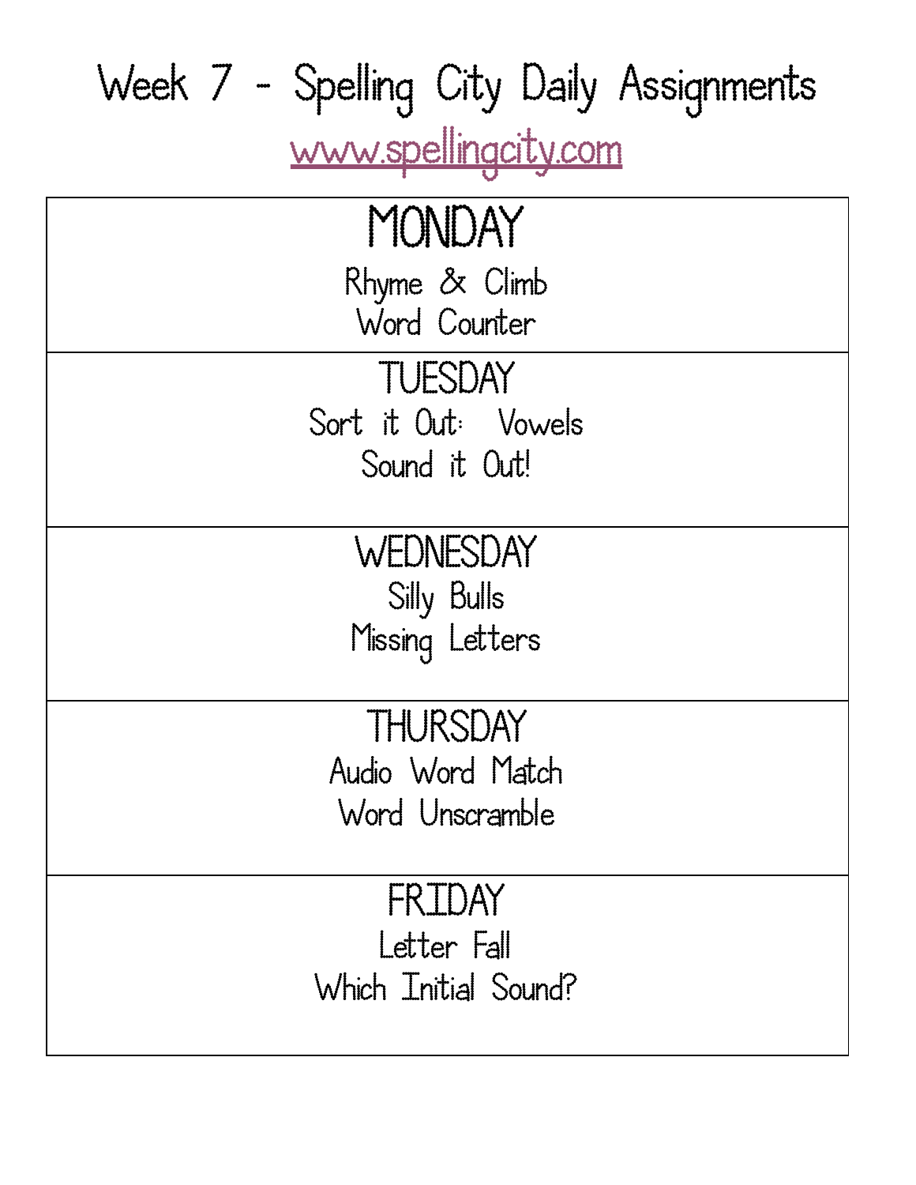# Week 7 - Spelling City Daily Assignments

www.spellingcity.com

| |
|---|
| **MONDAY**<br>Rhyme & Climb<br>Word Counter |
| **TUESDAY**<br>Sort it Out: Vowels<br>Sound it Out! |
| **WEDNESDAY**<br>Silly Bulls<br>Missing Letters |
| **THURSDAY**<br>Audio Word Match<br>Word Unscramble |
| **FRIDAY**<br>Letter Fall<br>Which Initial Sound? |